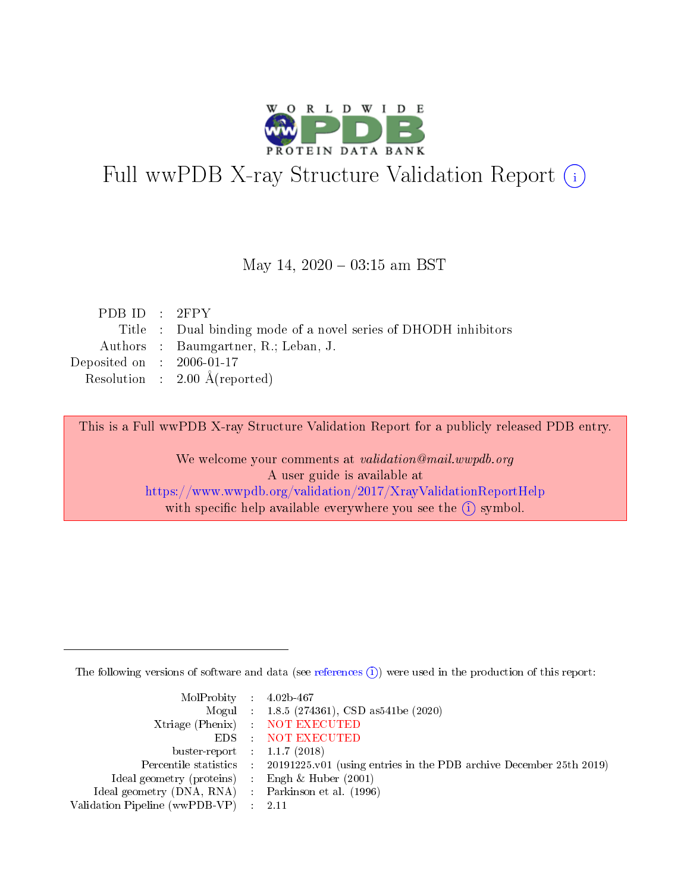# Full wwPDB X-ray Structure Validation Report (i)

May 14, 2020 – 03:15 am BST

| | | |
|---|---|---|
| PDB ID | : | 2FPY |
| Title | : | Dual binding mode of a novel series of DHODH inhibitors |
| Authors | : | Baumgartner, R.; Leban, J. |
| Deposited on | : | 2006-01-17 |
| Resolution | : | 2.00 Å(reported) |

This is a Full wwPDB X-ray Structure Validation Report for a publicly released PDB entry.

We welcome your comments at *validation@mail.wwpdb.org*
A user guide is available at
https://www.wwpdb.org/validation/2017/XrayValidationReportHelp
with specific help available everywhere you see the (i) symbol.

---

The following versions of software and data (see references (i)) were used in the production of this report:

| | | |
|---|---|---|
| MolProbity | : | 4.02b-467 |
| Mogul | : | 1.8.5 (274361), CSD as541be (2020) |
| Xtriage (Phenix) | : | NOT EXECUTED |
| EDS | : | NOT EXECUTED |
| buster-report | : | 1.1.7 (2018) |
| Percentile statistics | : | 20191225.v01 (using entries in the PDB archive December 25th 2019) |
| Ideal geometry (proteins) | : | Engh & Huber (2001) |
| Ideal geometry (DNA, RNA) | : | Parkinson et al. (1996) |
| Validation Pipeline (wwPDB-VP) | : | 2.11 |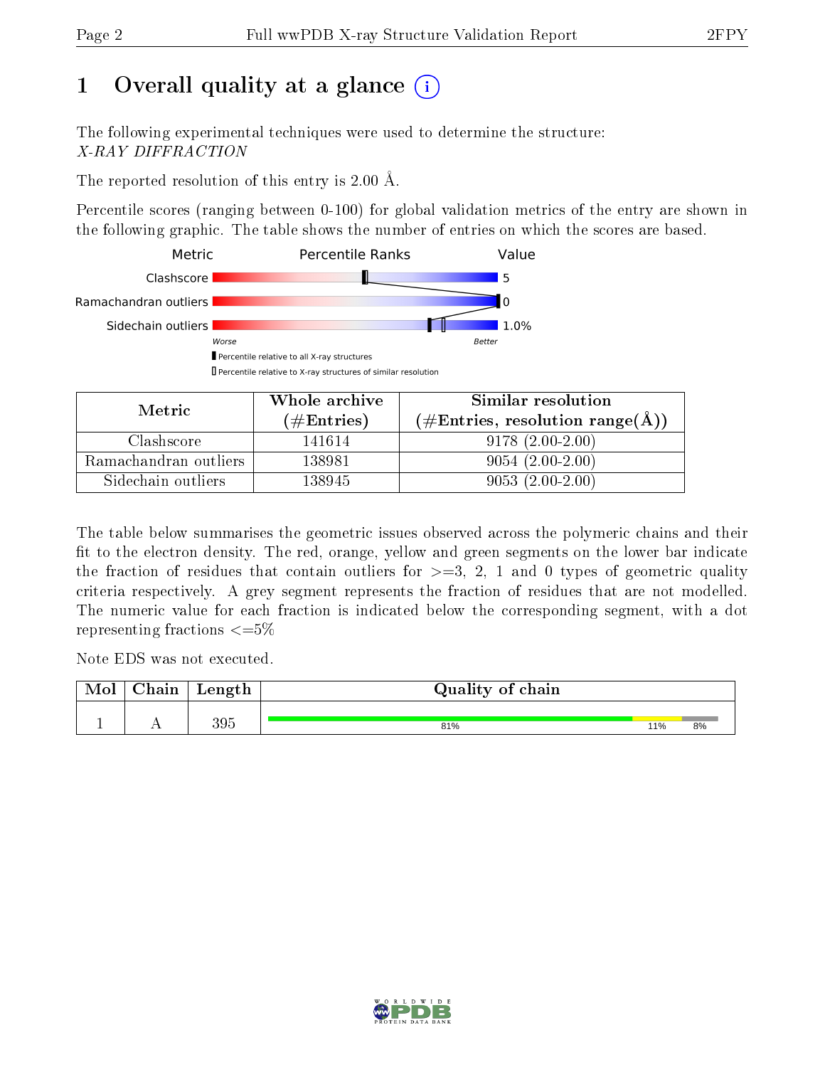# 1 Overall quality at a glance

The following experimental techniques were used to determine the structure:
*X-RAY DIFFRACTION*

The reported resolution of this entry is 2.00 Å.

Percentile scores (ranging between 0-100) for global validation metrics of the entry are shown in the following graphic. The table shows the number of entries on which the scores are based.

| Metric | Whole archive (#Entries) | Similar resolution (#Entries, resolution range(Å)) |
|---|---|---|
| Clashscore | 141614 | 9178 (2.00-2.00) |
| Ramachandran outliers | 138981 | 9054 (2.00-2.00) |
| Sidechain outliers | 138945 | 9053 (2.00-2.00) |

The table below summarises the geometric issues observed across the polymeric chains and their fit to the electron density. The red, orange, yellow and green segments on the lower bar indicate the fraction of residues that contain outliers for >=3, 2, 1 and 0 types of geometric quality criteria respectively. A grey segment represents the fraction of residues that are not modelled. The numeric value for each fraction is indicated below the corresponding segment, with a dot representing fractions <=5%

Note EDS was not executed.

| Mol | Chain | Length | Quality of chain |
|---|---|---|---|
| 1 | A | 395 | 81% 11% 8% |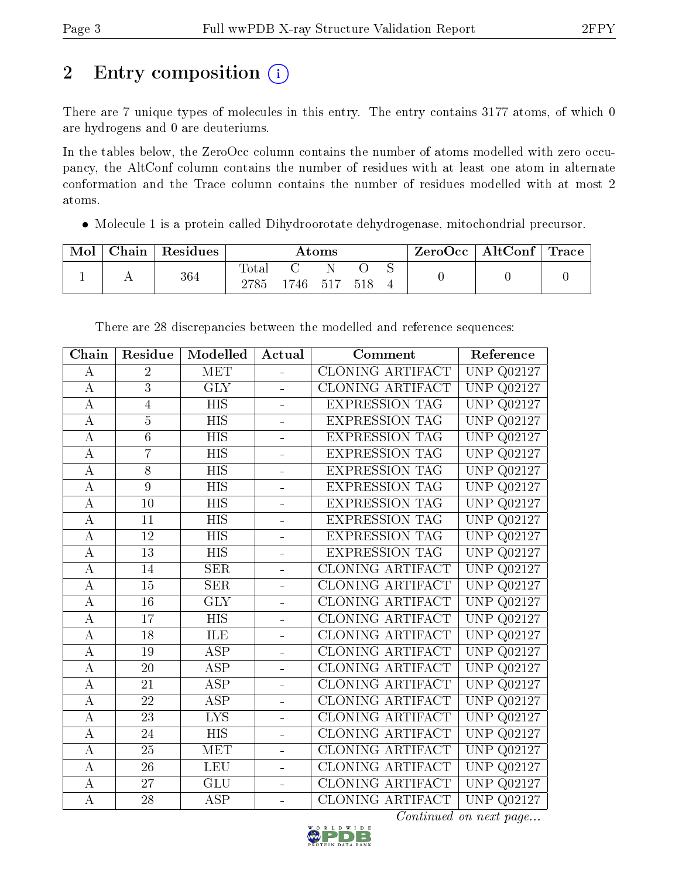# 2 Entry composition

There are 7 unique types of molecules in this entry. The entry contains 3177 atoms, of which 0 are hydrogens and 0 are deuteriums.

In the tables below, the ZeroOcc column contains the number of atoms modelled with zero occupancy, the AltConf column contains the number of residues with at least one atom in alternate conformation and the Trace column contains the number of residues modelled with at most 2 atoms.

- Molecule 1 is a protein called Dihydroorotate dehydrogenase, mitochondrial precursor.

| Mol | Chain | Residues | Atoms | | | | | ZeroOcc | AltConf | Trace |
|---|---|---|---|---|---|---|---|---|---|---|
| 1 | A | 364 | Total<br>2785 | C<br>1746 | N<br>517 | O<br>518 | S<br>4 | 0 | 0 | 0 |

There are 28 discrepancies between the modelled and reference sequences:

| Chain | Residue | Modelled | Actual | Comment | Reference |
|---|---|---|---|---|---|
| A | 2 | MET | - | CLONING ARTIFACT | UNP Q02127 |
| A | 3 | GLY | - | CLONING ARTIFACT | UNP Q02127 |
| A | 4 | HIS | - | EXPRESSION TAG | UNP Q02127 |
| A | 5 | HIS | - | EXPRESSION TAG | UNP Q02127 |
| A | 6 | HIS | - | EXPRESSION TAG | UNP Q02127 |
| A | 7 | HIS | - | EXPRESSION TAG | UNP Q02127 |
| A | 8 | HIS | - | EXPRESSION TAG | UNP Q02127 |
| A | 9 | HIS | - | EXPRESSION TAG | UNP Q02127 |
| A | 10 | HIS | - | EXPRESSION TAG | UNP Q02127 |
| A | 11 | HIS | - | EXPRESSION TAG | UNP Q02127 |
| A | 12 | HIS | - | EXPRESSION TAG | UNP Q02127 |
| A | 13 | HIS | - | EXPRESSION TAG | UNP Q02127 |
| A | 14 | SER | - | CLONING ARTIFACT | UNP Q02127 |
| A | 15 | SER | - | CLONING ARTIFACT | UNP Q02127 |
| A | 16 | GLY | - | CLONING ARTIFACT | UNP Q02127 |
| A | 17 | HIS | - | CLONING ARTIFACT | UNP Q02127 |
| A | 18 | ILE | - | CLONING ARTIFACT | UNP Q02127 |
| A | 19 | ASP | - | CLONING ARTIFACT | UNP Q02127 |
| A | 20 | ASP | - | CLONING ARTIFACT | UNP Q02127 |
| A | 21 | ASP | - | CLONING ARTIFACT | UNP Q02127 |
| A | 22 | ASP | - | CLONING ARTIFACT | UNP Q02127 |
| A | 23 | LYS | - | CLONING ARTIFACT | UNP Q02127 |
| A | 24 | HIS | - | CLONING ARTIFACT | UNP Q02127 |
| A | 25 | MET | - | CLONING ARTIFACT | UNP Q02127 |
| A | 26 | LEU | - | CLONING ARTIFACT | UNP Q02127 |
| A | 27 | GLU | - | CLONING ARTIFACT | UNP Q02127 |
| A | 28 | ASP | - | CLONING ARTIFACT | UNP Q02127 |

*Continued on next page...*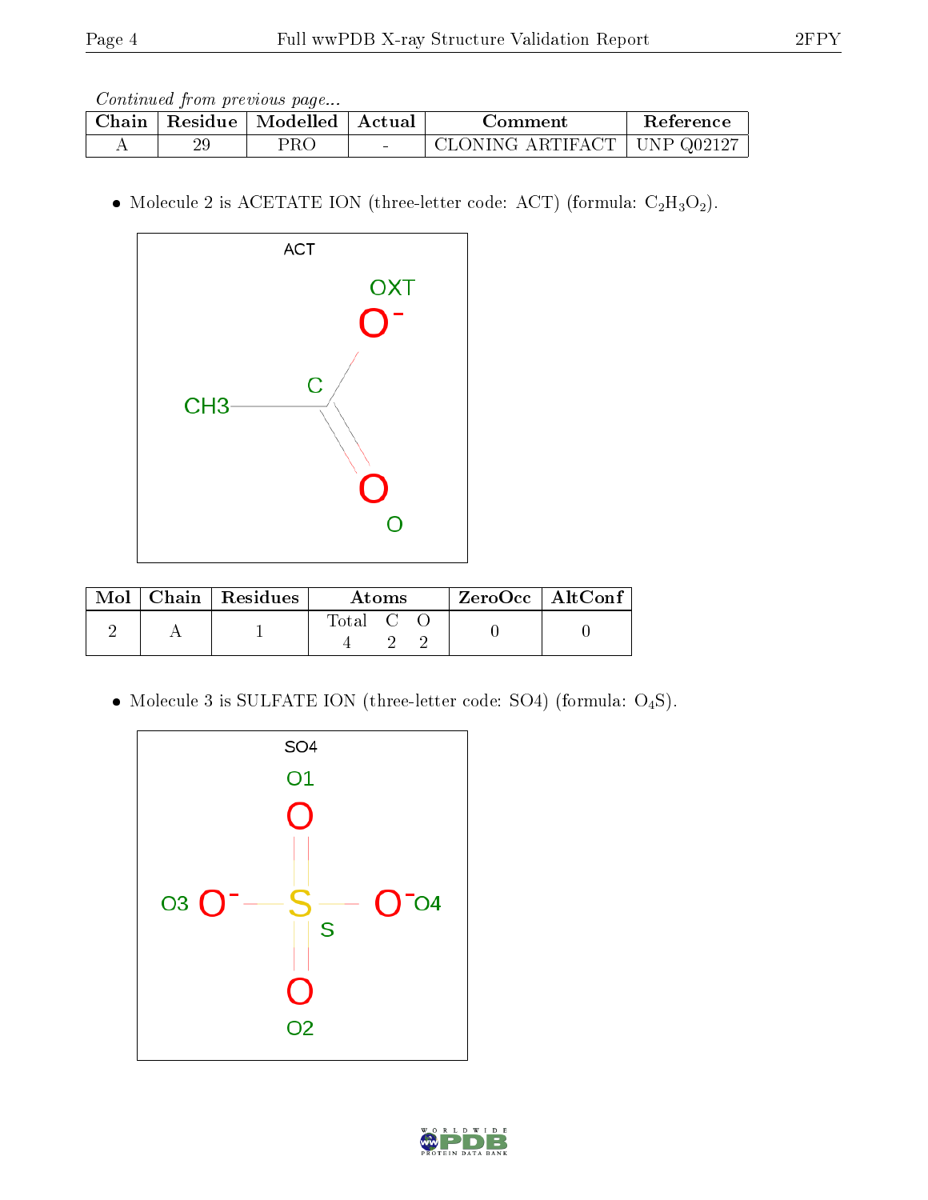*Continued from previous page...*

| Chain | Residue | Modelled | Actual | Comment | Reference |
|---|---|---|---|---|---|
| A | 29 | PRO | - | CLONING ARTIFACT | UNP Q02127 |

- Molecule 2 is ACETATE ION (three-letter code: ACT) (formula: $C_2H_3O_2$).

| Mol | Chain | Residues | Atoms | | | ZeroOcc | AltConf |
|---|---|---|---|---|---|---|---|
| | | | Total | C | O | | |
| 2 | A | 1 | 4 | 2 | 2 | 0 | 0 |

- Molecule 3 is SULFATE ION (three-letter code: SO4) (formula: $O_4S$).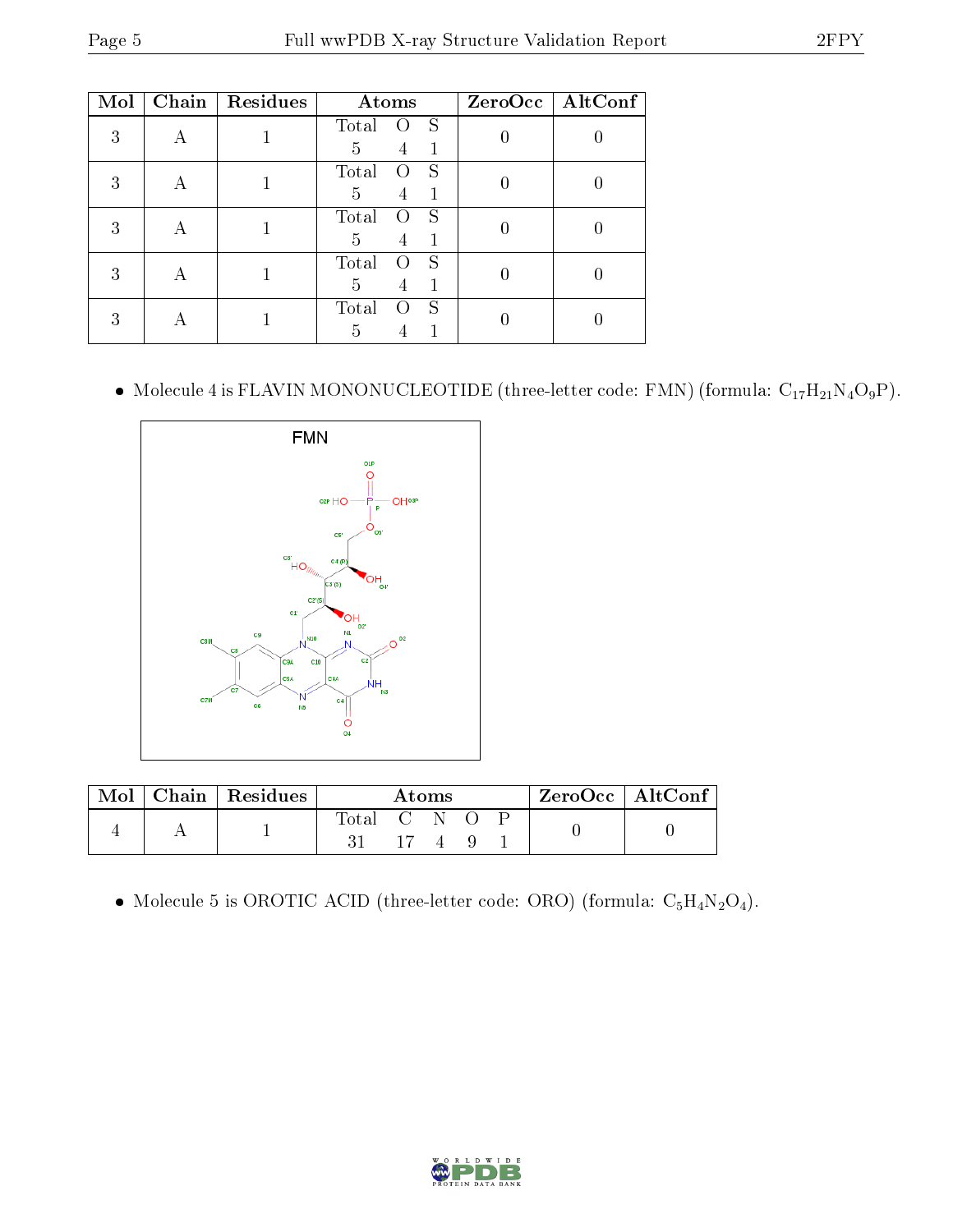| Mol | Chain | Residues | Atoms | | | ZeroOcc | AltConf |
|---|---|---|---|---|---|---|---|
| | | | Total | O | S | | |
| 3 | A | 1 | 5 | 4 | 1 | 0 | 0 |
| 3 | A | 1 | 5 | 4 | 1 | 0 | 0 |
| 3 | A | 1 | 5 | 4 | 1 | 0 | 0 |
| 3 | A | 1 | 5 | 4 | 1 | 0 | 0 |
| 3 | A | 1 | 5 | 4 | 1 | 0 | 0 |

- Molecule 4 is FLAVIN MONONUCLEOTIDE (three-letter code: FMN) (formula: $C_{17}H_{21}N_4O_9P$).

| Mol | Chain | Residues | Atoms | | | | | ZeroOcc | AltConf |
|---|---|---|---|---|---|---|---|---|---|
| | | | Total | C | N | O | P | | |
| 4 | A | 1 | 31 | 17 | 4 | 9 | 1 | 0 | 0 |

- Molecule 5 is OROTIC ACID (three-letter code: ORO) (formula: $C_5H_4N_2O_4$).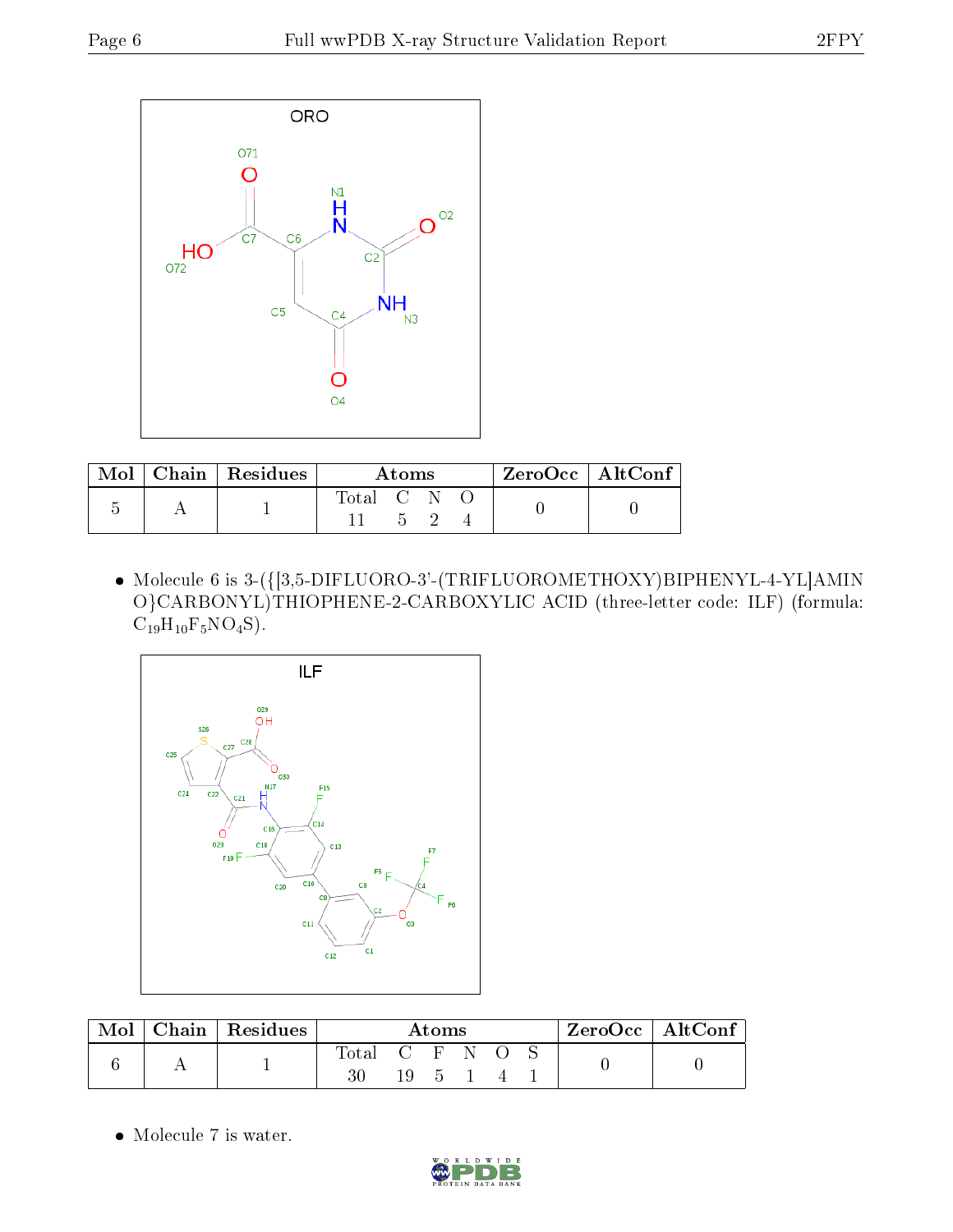| Mol | Chain | Residues | Atoms | | | | ZeroOcc | AltConf |
|---|---|---|---|---|---|---|---|---|
| | | | Total | C | N | O | | |
| 5 | A | 1 | 11 | 5 | 2 | 4 | 0 | 0 |

- Molecule 6 is 3-({[3,5-DIFLUORO-3'-(TRIFLUOROMETHOXY)BIPHENYL-4-YL]AMINO}CARBONYL)THIOPHENE-2-CARBOXYLIC ACID (three-letter code: ILF) (formula: $C_{19}H_{10}F_5NO_4S$).

| Mol | Chain | Residues | Atoms | | | | | | ZeroOcc | AltConf |
|---|---|---|---|---|---|---|---|---|---|---|
| | | | Total | C | F | N | O | S | | |
| 6 | A | 1 | 30 | 19 | 5 | 1 | 4 | 1 | 0 | 0 |

- Molecule 7 is water.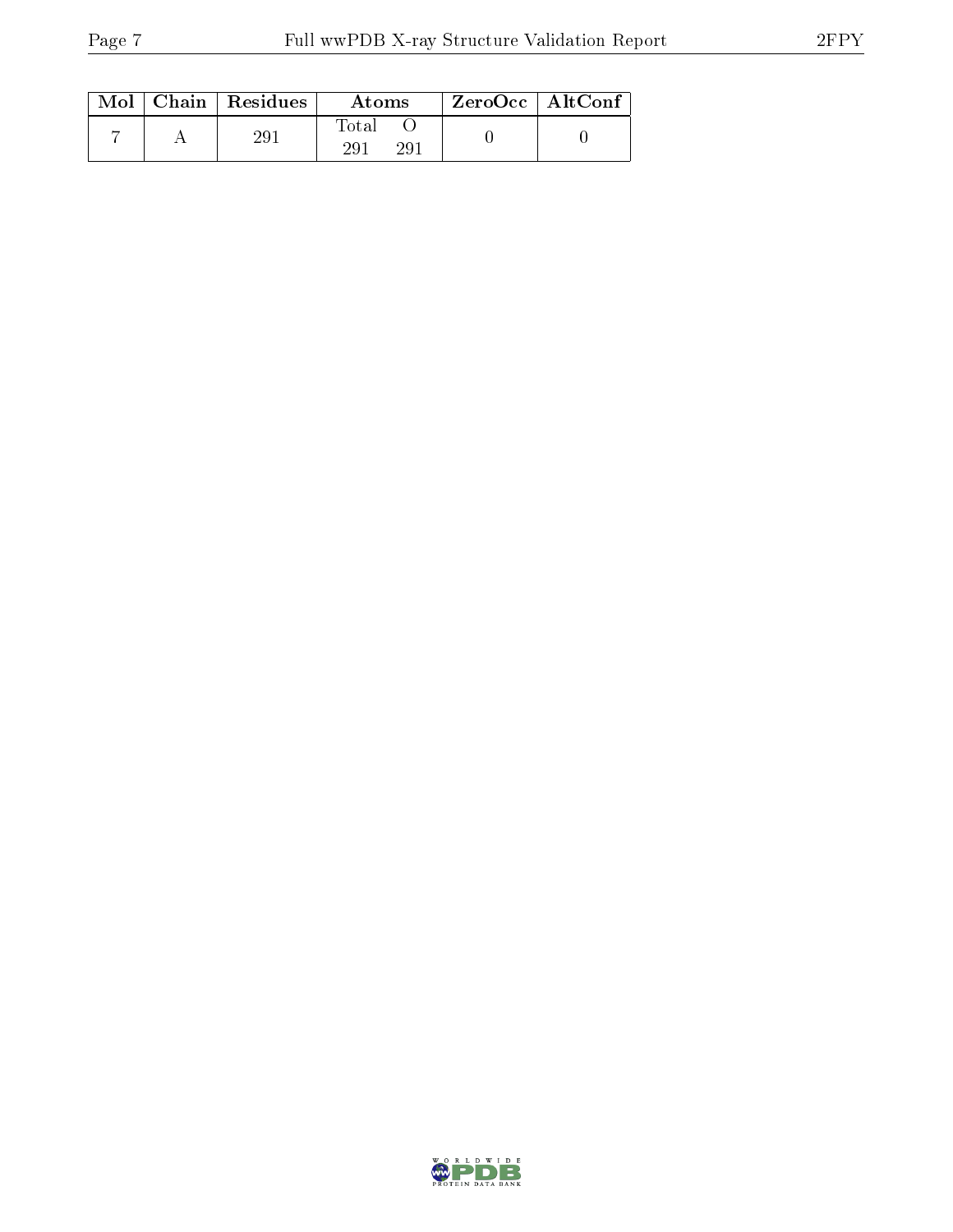| Mol | Chain | Residues | Atoms | | ZeroOcc | AltConf |
|---|---|---|---|---|---|---|
| | | | Total | O | | |
| 7 | A | 291 | 291 | 291 | 0 | 0 |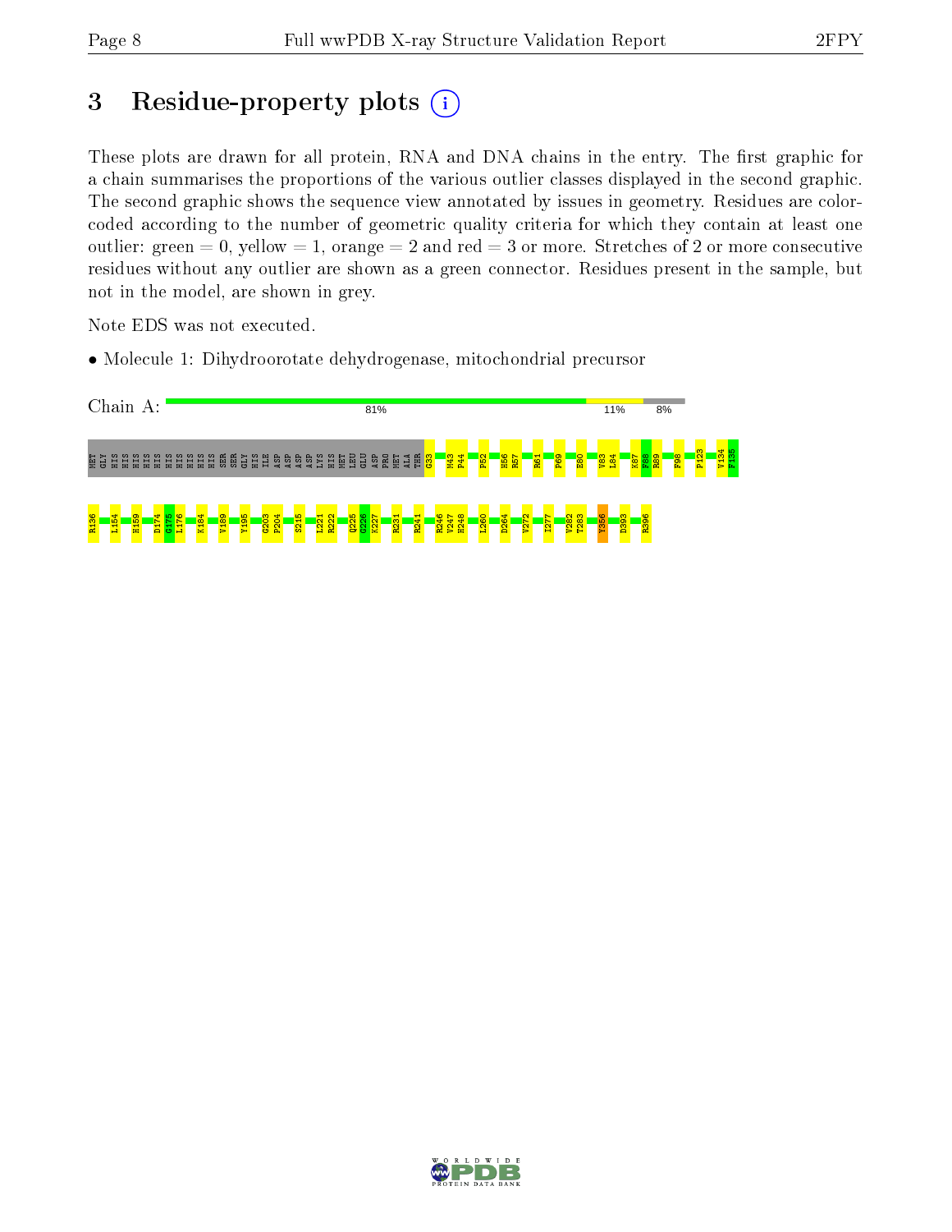# 3 Residue-property plots

These plots are drawn for all protein, RNA and DNA chains in the entry. The first graphic for a chain summarises the proportions of the various outlier classes displayed in the second graphic. The second graphic shows the sequence view annotated by issues in geometry. Residues are color-coded according to the number of geometric quality criteria for which they contain at least one outlier: green = 0, yellow = 1, orange = 2 and red = 3 or more. Stretches of 2 or more consecutive residues without any outlier are shown as a green connector. Residues present in the sample, but not in the model, are shown in grey.

Note EDS was not executed.

- Molecule 1: Dihydroorotate dehydrogenase, mitochondrial precursor

Chain A: 81% | 11% | 8%

MET GLY HIS HIS HIS HIS HIS HIS HIS HIS HIS HIS SER SER GLY HIS ILE ASP ASP ASP ASP LYS HIS MET LEU GLU ASP PRO MET ALA THR G33 M43 P44 P52 H56 R57 R61 P69 E80 V83 L84 K87 F88 R89 F98 P123 V134 F135

R136 L154 H159 D174 G175 L176 K184 V189 Y195 G203 P204 S215 L221 R222 Q225 G226 K227 R231 R241 R246 V247 H248 L260 D264 V272 I277 V282 T283 Y356 D393 R396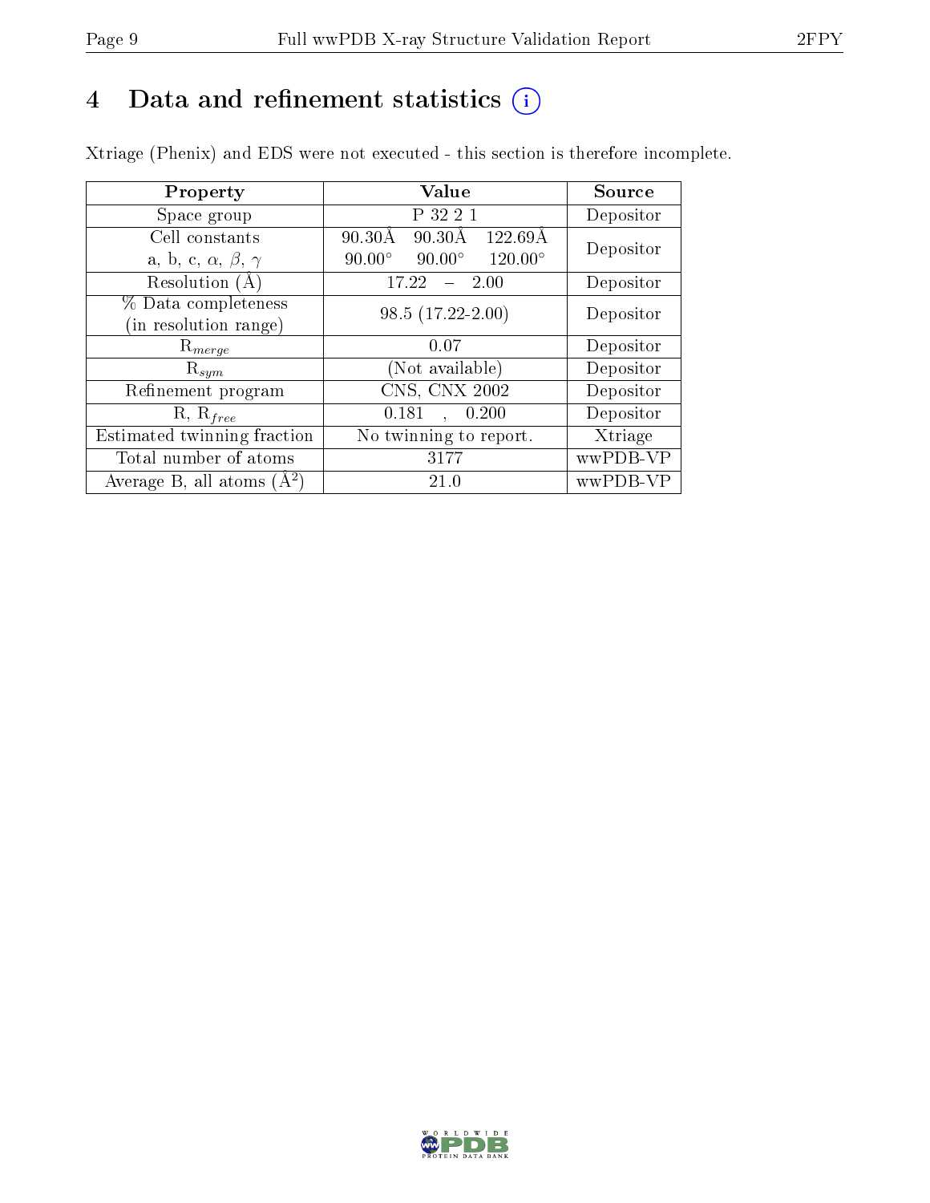# 4 Data and refinement statistics (i)

Xtriage (Phenix) and EDS were not executed - this section is therefore incomplete.

| Property | Value | Source |
|---|---|---|
| Space group | P 32 2 1 | Depositor |
| Cell constants<br>a, b, c, $\alpha$, $\beta$, $\gamma$ | 90.30Å 90.30Å 122.69Å<br>90.00° 90.00° 120.00° | Depositor |
| Resolution (Å) | 17.22 – 2.00 | Depositor |
| % Data completeness<br>(in resolution range) | 98.5 (17.22-2.00) | Depositor |
| $R_{merge}$ | 0.07 | Depositor |
| $R_{sym}$ | (Not available) | Depositor |
| Refinement program | CNS, CNX 2002 | Depositor |
| R, $R_{free}$ | 0.181 , 0.200 | Depositor |
| Estimated twinning fraction | No twinning to report. | Xtriage |
| Total number of atoms | 3177 | wwPDB-VP |
| Average B, all atoms (Å$^2$) | 21.0 | wwPDB-VP |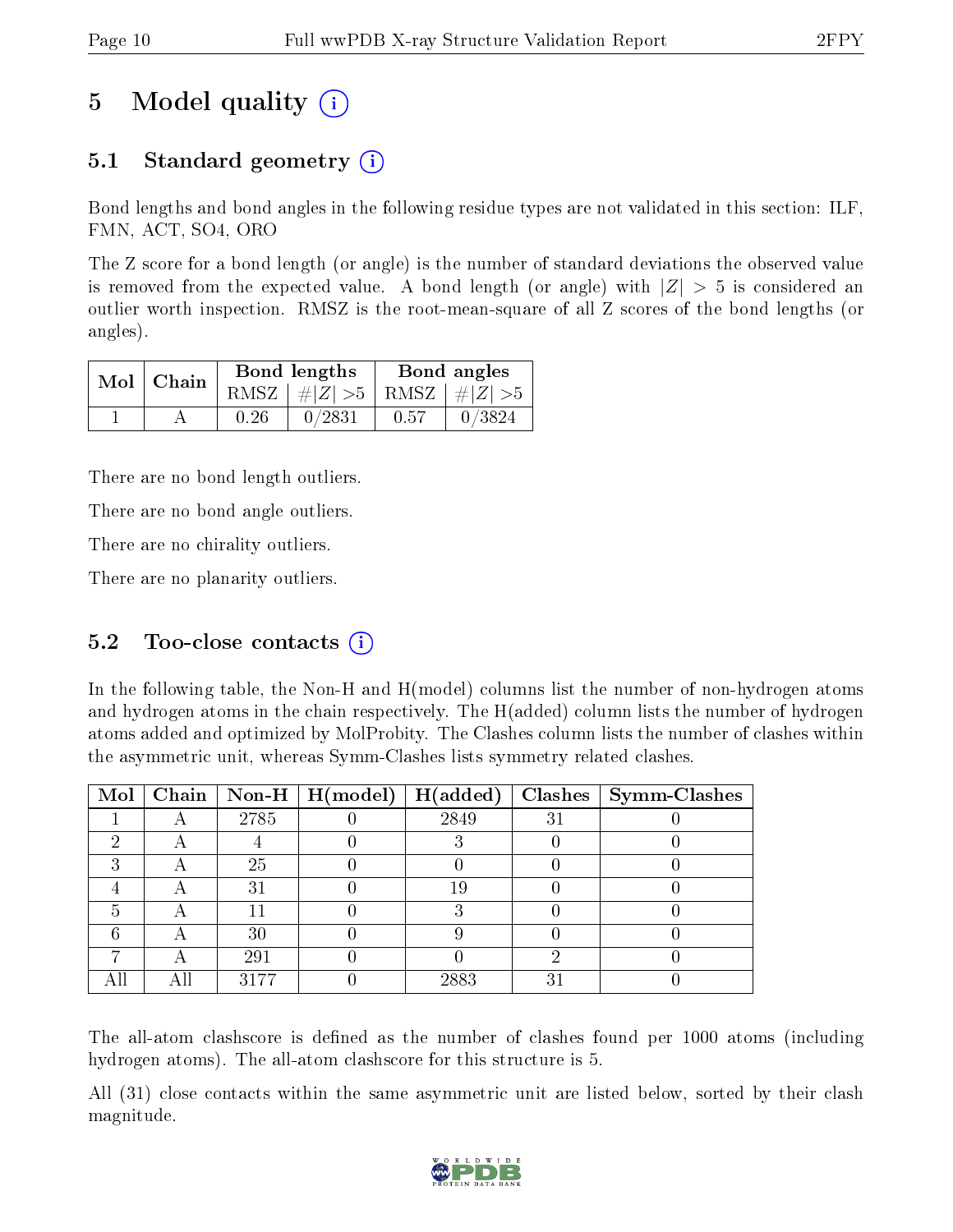# 5 Model quality

## 5.1 Standard geometry

Bond lengths and bond angles in the following residue types are not validated in this section: ILF, FMN, ACT, SO4, ORO

The Z score for a bond length (or angle) is the number of standard deviations the observed value is removed from the expected value. A bond length (or angle) with $|Z| > 5$ is considered an outlier worth inspection. RMSZ is the root-mean-square of all Z scores of the bond lengths (or angles).

| Mol | Chain | Bond lengths | | Bond angles | |
|---|---|---|---|---|---|
| | | RMSZ | $\#\|Z\| > 5$ | RMSZ | $\#\|Z\| > 5$ |
| 1 | A | 0.26 | 0/2831 | 0.57 | 0/3824 |

There are no bond length outliers.

There are no bond angle outliers.

There are no chirality outliers.

There are no planarity outliers.

## 5.2 Too-close contacts

In the following table, the Non-H and H(model) columns list the number of non-hydrogen atoms and hydrogen atoms in the chain respectively. The H(added) column lists the number of hydrogen atoms added and optimized by MolProbity. The Clashes column lists the number of clashes within the asymmetric unit, whereas Symm-Clashes lists symmetry related clashes.

| Mol | Chain | Non-H | H(model) | H(added) | Clashes | Symm-Clashes |
|---|---|---|---|---|---|---|
| 1 | A | 2785 | 0 | 2849 | 31 | 0 |
| 2 | A | 4 | 0 | 3 | 0 | 0 |
| 3 | A | 25 | 0 | 0 | 0 | 0 |
| 4 | A | 31 | 0 | 19 | 0 | 0 |
| 5 | A | 11 | 0 | 3 | 0 | 0 |
| 6 | A | 30 | 0 | 9 | 0 | 0 |
| 7 | A | 291 | 0 | 0 | 2 | 0 |
| All | All | 3177 | 0 | 2883 | 31 | 0 |

The all-atom clashscore is defined as the number of clashes found per 1000 atoms (including hydrogen atoms). The all-atom clashscore for this structure is 5.

All (31) close contacts within the same asymmetric unit are listed below, sorted by their clash magnitude.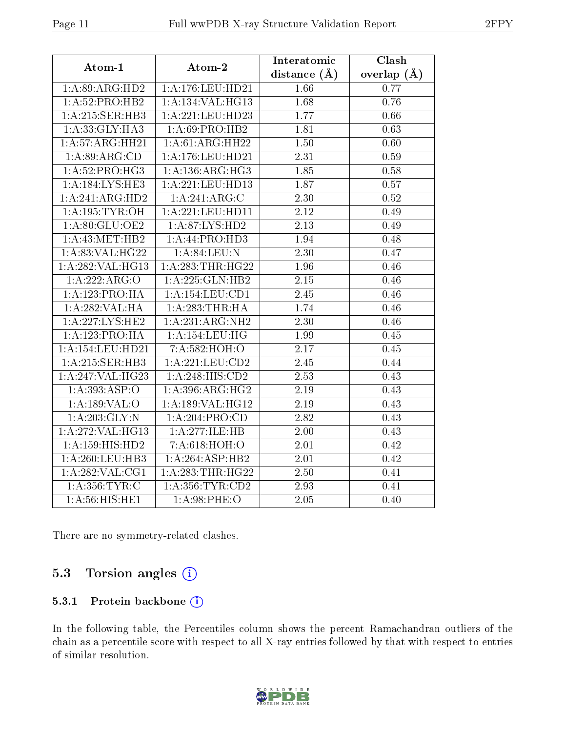| Atom-1 | Atom-2 | Interatomic distance (Å) | Clash overlap (Å) |
|---|---|---|---|
| 1:A:89:ARG:HD2 | 1:A:176:LEU:HD21 | 1.66 | 0.77 |
| 1:A:52:PRO:HB2 | 1:A:134:VAL:HG13 | 1.68 | 0.76 |
| 1:A:215:SER:HB3 | 1:A:221:LEU:HD23 | 1.77 | 0.66 |
| 1:A:33:GLY:HA3 | 1:A:69:PRO:HB2 | 1.81 | 0.63 |
| 1:A:57:ARG:HH21 | 1:A:61:ARG:HH22 | 1.50 | 0.60 |
| 1:A:89:ARG:CD | 1:A:176:LEU:HD21 | 2.31 | 0.59 |
| 1:A:52:PRO:HG3 | 1:A:136:ARG:HG3 | 1.85 | 0.58 |
| 1:A:184:LYS:HE3 | 1:A:221:LEU:HD13 | 1.87 | 0.57 |
| 1:A:241:ARG:HD2 | 1:A:241:ARG:C | 2.30 | 0.52 |
| 1:A:195:TYR:OH | 1:A:221:LEU:HD11 | 2.12 | 0.49 |
| 1:A:80:GLU:OE2 | 1:A:87:LYS:HD2 | 2.13 | 0.49 |
| 1:A:43:MET:HB2 | 1:A:44:PRO:HD3 | 1.94 | 0.48 |
| 1:A:83:VAL:HG22 | 1:A:84:LEU:N | 2.30 | 0.47 |
| 1:A:282:VAL:HG13 | 1:A:283:THR:HG22 | 1.96 | 0.46 |
| 1:A:222:ARG:O | 1:A:225:GLN:HB2 | 2.15 | 0.46 |
| 1:A:123:PRO:HA | 1:A:154:LEU:CD1 | 2.45 | 0.46 |
| 1:A:282:VAL:HA | 1:A:283:THR:HA | 1.74 | 0.46 |
| 1:A:227:LYS:HE2 | 1:A:231:ARG:NH2 | 2.30 | 0.46 |
| 1:A:123:PRO:HA | 1:A:154:LEU:HG | 1.99 | 0.45 |
| 1:A:154:LEU:HD21 | 7:A:582:HOH:O | 2.17 | 0.45 |
| 1:A:215:SER:HB3 | 1:A:221:LEU:CD2 | 2.45 | 0.44 |
| 1:A:247:VAL:HG23 | 1:A:248:HIS:CD2 | 2.53 | 0.43 |
| 1:A:393:ASP:O | 1:A:396:ARG:HG2 | 2.19 | 0.43 |
| 1:A:189:VAL:O | 1:A:189:VAL:HG12 | 2.19 | 0.43 |
| 1:A:203:GLY:N | 1:A:204:PRO:CD | 2.82 | 0.43 |
| 1:A:272:VAL:HG13 | 1:A:277:ILE:HB | 2.00 | 0.43 |
| 1:A:159:HIS:HD2 | 7:A:618:HOH:O | 2.01 | 0.42 |
| 1:A:260:LEU:HB3 | 1:A:264:ASP:HB2 | 2.01 | 0.42 |
| 1:A:282:VAL:CG1 | 1:A:283:THR:HG22 | 2.50 | 0.41 |
| 1:A:356:TYR:C | 1:A:356:TYR:CD2 | 2.93 | 0.41 |
| 1:A:56:HIS:HE1 | 1:A:98:PHE:O | 2.05 | 0.40 |

There are no symmetry-related clashes.

## 5.3 Torsion angles

### 5.3.1 Protein backbone

In the following table, the Percentiles column shows the percent Ramachandran outliers of the chain as a percentile score with respect to all X-ray entries followed by that with respect to entries of similar resolution.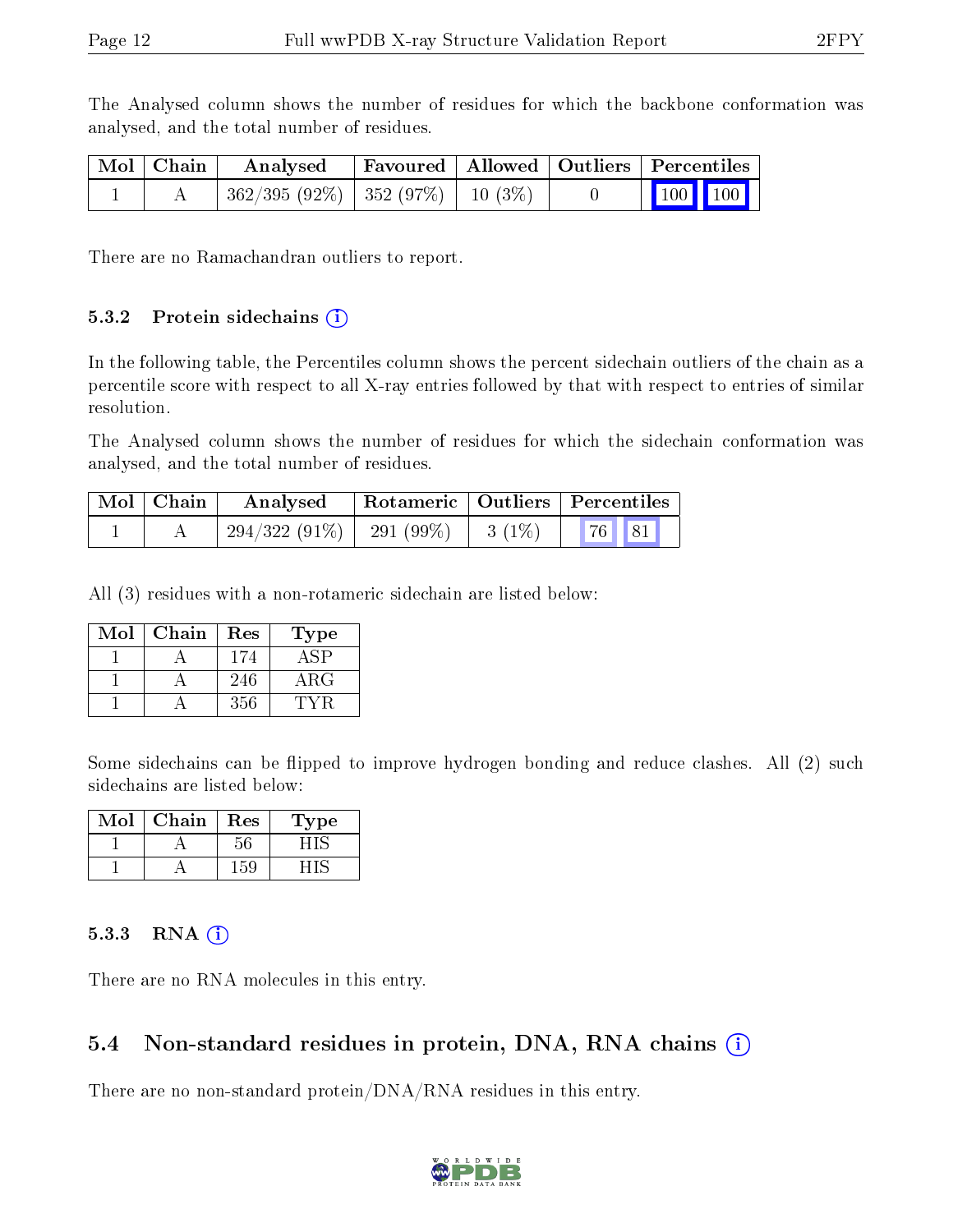The Analysed column shows the number of residues for which the backbone conformation was analysed, and the total number of residues.

| Mol | Chain | Analysed | Favoured | Allowed | Outliers | Percentiles | |
|---|---|---|---|---|---|---|---|
| 1 | A | 362/395 (92%) | 352 (97%) | 10 (3%) | 0 | 100 | 100 |

There are no Ramachandran outliers to report.

### 5.3.2 Protein sidechains

In the following table, the Percentiles column shows the percent sidechain outliers of the chain as a percentile score with respect to all X-ray entries followed by that with respect to entries of similar resolution.

The Analysed column shows the number of residues for which the sidechain conformation was analysed, and the total number of residues.

| Mol | Chain | Analysed | Rotameric | Outliers | Percentiles | |
|---|---|---|---|---|---|---|
| 1 | A | 294/322 (91%) | 291 (99%) | 3 (1%) | 76 | 81 |

All (3) residues with a non-rotameric sidechain are listed below:

| Mol | Chain | Res | Type |
|---|---|---|---|
| 1 | A | 174 | ASP |
| 1 | A | 246 | ARG |
| 1 | A | 356 | TYR |

Some sidechains can be flipped to improve hydrogen bonding and reduce clashes. All (2) such sidechains are listed below:

| Mol | Chain | Res | Type |
|---|---|---|---|
| 1 | A | 56 | HIS |
| 1 | A | 159 | HIS |

### 5.3.3 RNA

There are no RNA molecules in this entry.

## 5.4 Non-standard residues in protein, DNA, RNA chains

There are no non-standard protein/DNA/RNA residues in this entry.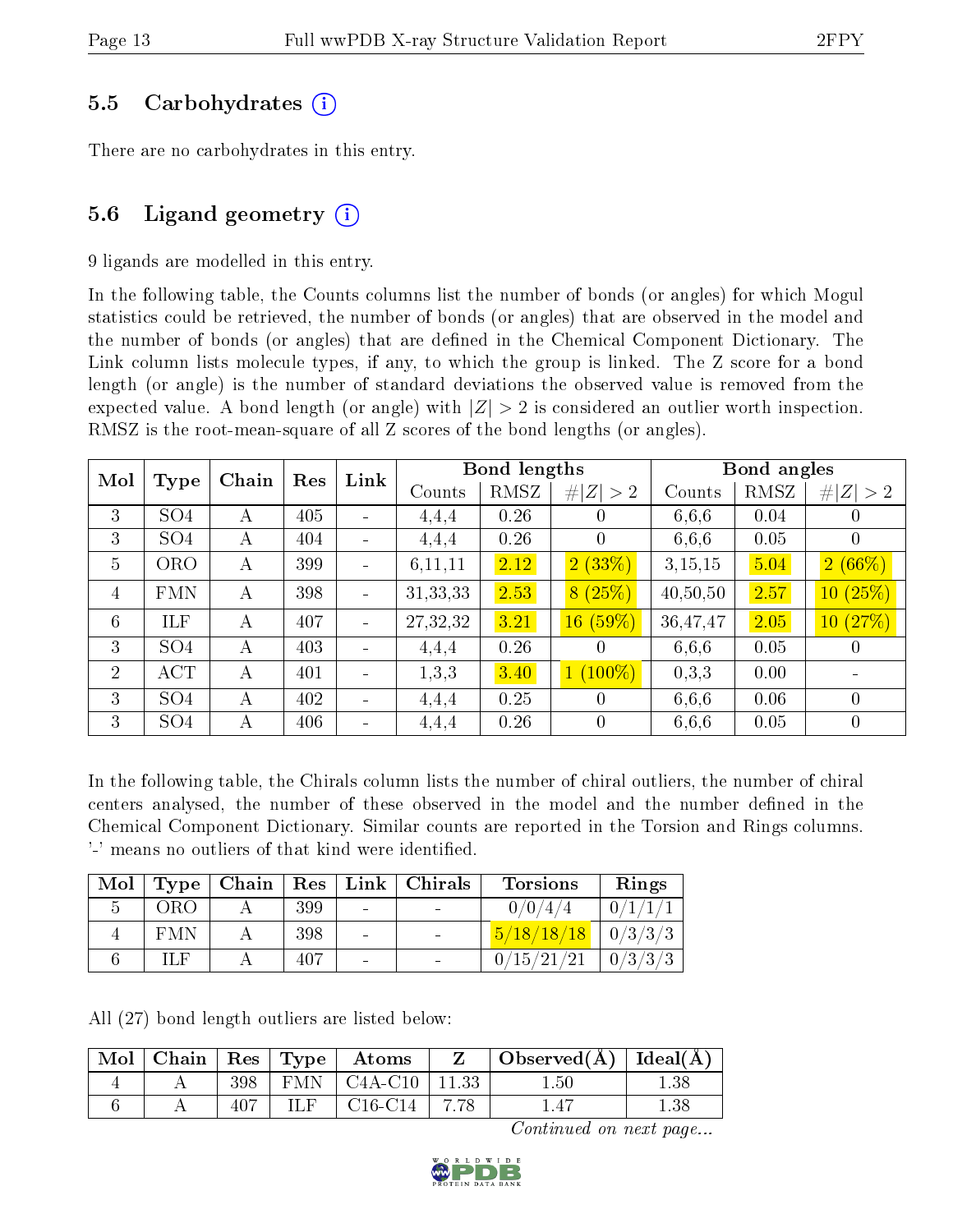### 5.5 Carbohydrates (i)

There are no carbohydrates in this entry.

### 5.6 Ligand geometry (i)

9 ligands are modelled in this entry.

In the following table, the Counts columns list the number of bonds (or angles) for which Mogul statistics could be retrieved, the number of bonds (or angles) that are observed in the model and the number of bonds (or angles) that are defined in the Chemical Component Dictionary. The Link column lists molecule types, if any, to which the group is linked. The Z score for a bond length (or angle) is the number of standard deviations the observed value is removed from the expected value. A bond length (or angle) with $|Z| > 2$ is considered an outlier worth inspection. RMSZ is the root-mean-square of all Z scores of the bond lengths (or angles).

| Mol | Type | Chain | Res | Link | Bond lengths | | | Bond angles | | |
|---|---|---|---|---|---|---|---|---|---|---|
| | | | | | Counts | RMSZ | $\#\|Z\| > 2$ | Counts | RMSZ | $\#\|Z\| > 2$ |
| 3 | SO4 | A | 405 | - | 4,4,4 | 0.26 | 0 | 6,6,6 | 0.04 | 0 |
| 3 | SO4 | A | 404 | - | 4,4,4 | 0.26 | 0 | 6,6,6 | 0.05 | 0 |
| 5 | ORO | A | 399 | - | 6,11,11 | 2.12 | 2 (33%) | 3,15,15 | 5.04 | 2 (66%) |
| 4 | FMN | A | 398 | - | 31,33,33 | 2.53 | 8 (25%) | 40,50,50 | 2.57 | 10 (25%) |
| 6 | ILF | A | 407 | - | 27,32,32 | 3.21 | 16 (59%) | 36,47,47 | 2.05 | 10 (27%) |
| 3 | SO4 | A | 403 | - | 4,4,4 | 0.26 | 0 | 6,6,6 | 0.05 | 0 |
| 2 | ACT | A | 401 | - | 1,3,3 | 3.40 | 1 (100%) | 0,3,3 | 0.00 | - |
| 3 | SO4 | A | 402 | - | 4,4,4 | 0.25 | 0 | 6,6,6 | 0.06 | 0 |
| 3 | SO4 | A | 406 | - | 4,4,4 | 0.26 | 0 | 6,6,6 | 0.05 | 0 |

In the following table, the Chirals column lists the number of chiral outliers, the number of chiral centers analysed, the number of these observed in the model and the number defined in the Chemical Component Dictionary. Similar counts are reported in the Torsion and Rings columns. '-' means no outliers of that kind were identified.

| Mol | Type | Chain | Res | Link | Chirals | Torsions | Rings |
|---|---|---|---|---|---|---|---|
| 5 | ORO | A | 399 | - | - | 0/0/4/4 | 0/1/1/1 |
| 4 | FMN | A | 398 | - | - | 5/18/18/18 | 0/3/3/3 |
| 6 | ILF | A | 407 | - | - | 0/15/21/21 | 0/3/3/3 |

All (27) bond length outliers are listed below:

| Mol | Chain | Res | Type | Atoms | Z | Observed(Å) | Ideal(Å) |
|---|---|---|---|---|---|---|---|
| 4 | A | 398 | FMN | C4A-C10 | 11.33 | 1.50 | 1.38 |
| 6 | A | 407 | ILF | C16-C14 | 7.78 | 1.47 | 1.38 |

*Continued on next page...*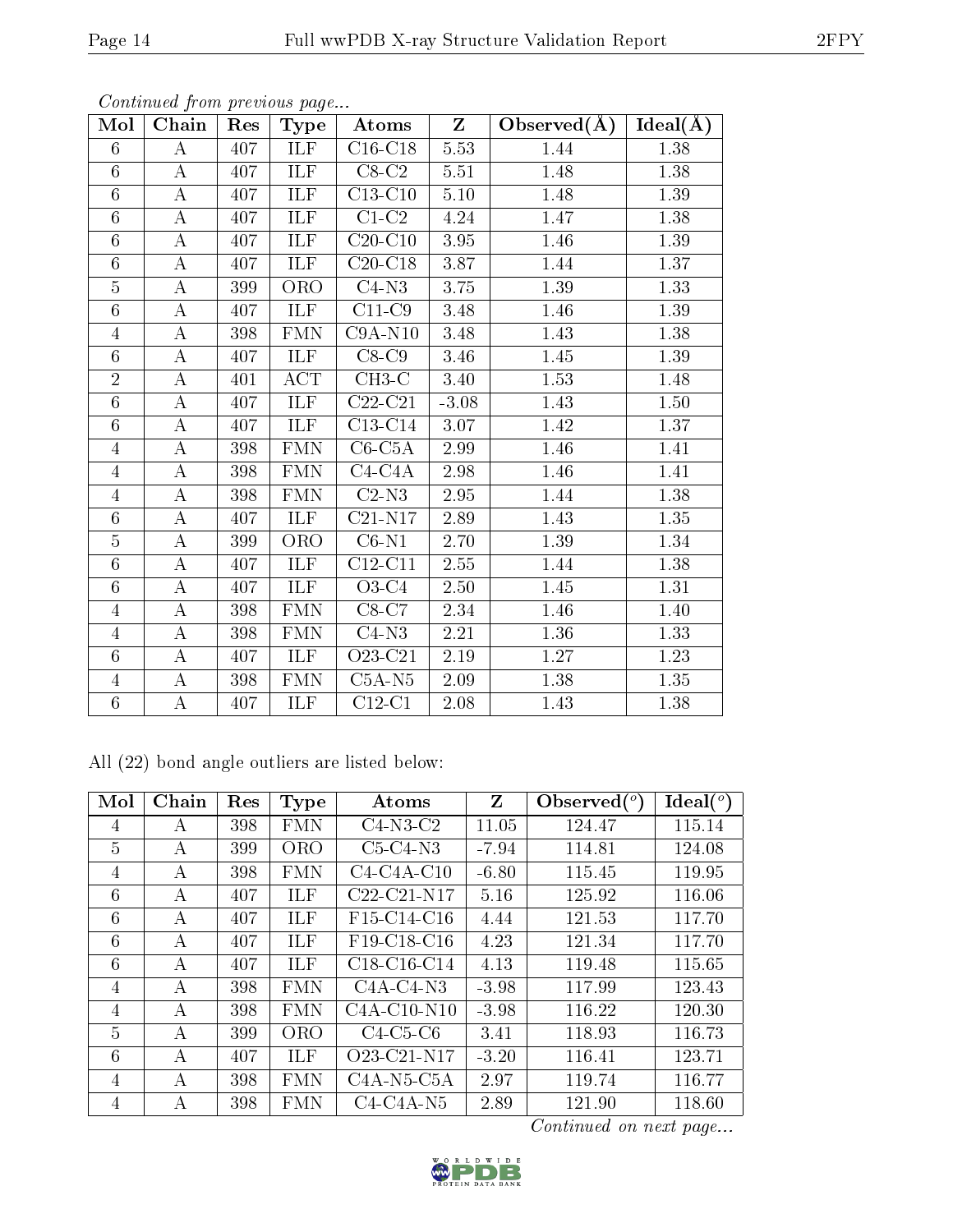*Continued from previous page...*

| Mol | Chain | Res | Type | Atoms | Z | Observed(Å) | Ideal(Å) |
|---|---|---|---|---|---|---|---|
| 6 | A | 407 | ILF | C16-C18 | 5.53 | 1.44 | 1.38 |
| 6 | A | 407 | ILF | C8-C2 | 5.51 | 1.48 | 1.38 |
| 6 | A | 407 | ILF | C13-C10 | 5.10 | 1.48 | 1.39 |
| 6 | A | 407 | ILF | C1-C2 | 4.24 | 1.47 | 1.38 |
| 6 | A | 407 | ILF | C20-C10 | 3.95 | 1.46 | 1.39 |
| 6 | A | 407 | ILF | C20-C18 | 3.87 | 1.44 | 1.37 |
| 5 | A | 399 | ORO | C4-N3 | 3.75 | 1.39 | 1.33 |
| 6 | A | 407 | ILF | C11-C9 | 3.48 | 1.46 | 1.39 |
| 4 | A | 398 | FMN | C9A-N10 | 3.48 | 1.43 | 1.38 |
| 6 | A | 407 | ILF | C8-C9 | 3.46 | 1.45 | 1.39 |
| 2 | A | 401 | ACT | CH3-C | 3.40 | 1.53 | 1.48 |
| 6 | A | 407 | ILF | C22-C21 | -3.08 | 1.43 | 1.50 |
| 6 | A | 407 | ILF | C13-C14 | 3.07 | 1.42 | 1.37 |
| 4 | A | 398 | FMN | C6-C5A | 2.99 | 1.46 | 1.41 |
| 4 | A | 398 | FMN | C4-C4A | 2.98 | 1.46 | 1.41 |
| 4 | A | 398 | FMN | C2-N3 | 2.95 | 1.44 | 1.38 |
| 6 | A | 407 | ILF | C21-N17 | 2.89 | 1.43 | 1.35 |
| 5 | A | 399 | ORO | C6-N1 | 2.70 | 1.39 | 1.34 |
| 6 | A | 407 | ILF | C12-C11 | 2.55 | 1.44 | 1.38 |
| 6 | A | 407 | ILF | O3-C4 | 2.50 | 1.45 | 1.31 |
| 4 | A | 398 | FMN | C8-C7 | 2.34 | 1.46 | 1.40 |
| 4 | A | 398 | FMN | C4-N3 | 2.21 | 1.36 | 1.33 |
| 6 | A | 407 | ILF | O23-C21 | 2.19 | 1.27 | 1.23 |
| 4 | A | 398 | FMN | C5A-N5 | 2.09 | 1.38 | 1.35 |
| 6 | A | 407 | ILF | C12-C1 | 2.08 | 1.43 | 1.38 |

All (22) bond angle outliers are listed below:

| Mol | Chain | Res | Type | Atoms | Z | Observed(°) | Ideal(°) |
|---|---|---|---|---|---|---|---|
| 4 | A | 398 | FMN | C4-N3-C2 | 11.05 | 124.47 | 115.14 |
| 5 | A | 399 | ORO | C5-C4-N3 | -7.94 | 114.81 | 124.08 |
| 4 | A | 398 | FMN | C4-C4A-C10 | -6.80 | 115.45 | 119.95 |
| 6 | A | 407 | ILF | C22-C21-N17 | 5.16 | 125.92 | 116.06 |
| 6 | A | 407 | ILF | F15-C14-C16 | 4.44 | 121.53 | 117.70 |
| 6 | A | 407 | ILF | F19-C18-C16 | 4.23 | 121.34 | 117.70 |
| 6 | A | 407 | ILF | C18-C16-C14 | 4.13 | 119.48 | 115.65 |
| 4 | A | 398 | FMN | C4A-C4-N3 | -3.98 | 117.99 | 123.43 |
| 4 | A | 398 | FMN | C4A-C10-N10 | -3.98 | 116.22 | 120.30 |
| 5 | A | 399 | ORO | C4-C5-C6 | 3.41 | 118.93 | 116.73 |
| 6 | A | 407 | ILF | O23-C21-N17 | -3.20 | 116.41 | 123.71 |
| 4 | A | 398 | FMN | C4A-N5-C5A | 2.97 | 119.74 | 116.77 |
| 4 | A | 398 | FMN | C4-C4A-N5 | 2.89 | 121.90 | 118.60 |

*Continued on next page...*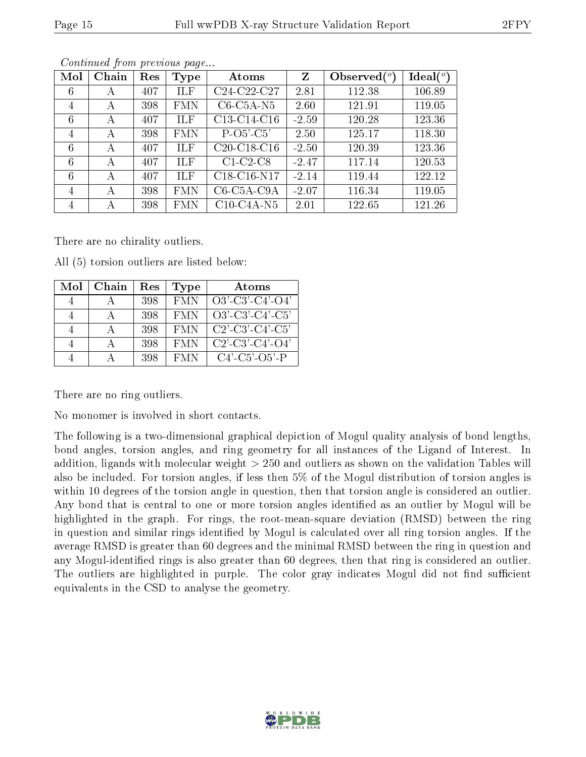*Continued from previous page...*

| Mol | Chain | Res | Type | Atoms | Z | Observed(°) | Ideal(°) |
|---|---|---|---|---|---|---|---|
| 6 | A | 407 | ILF | C24-C22-C27 | 2.81 | 112.38 | 106.89 |
| 4 | A | 398 | FMN | C6-C5A-N5 | 2.60 | 121.91 | 119.05 |
| 6 | A | 407 | ILF | C13-C14-C16 | -2.59 | 120.28 | 123.36 |
| 4 | A | 398 | FMN | P-O5'-C5' | 2.50 | 125.17 | 118.30 |
| 6 | A | 407 | ILF | C20-C18-C16 | -2.50 | 120.39 | 123.36 |
| 6 | A | 407 | ILF | C1-C2-C8 | -2.47 | 117.14 | 120.53 |
| 6 | A | 407 | ILF | C18-C16-N17 | -2.14 | 119.44 | 122.12 |
| 4 | A | 398 | FMN | C6-C5A-C9A | -2.07 | 116.34 | 119.05 |
| 4 | A | 398 | FMN | C10-C4A-N5 | 2.01 | 122.65 | 121.26 |

There are no chirality outliers.

All (5) torsion outliers are listed below:

| Mol | Chain | Res | Type | Atoms |
|---|---|---|---|---|
| 4 | A | 398 | FMN | O3'-C3'-C4'-O4' |
| 4 | A | 398 | FMN | O3'-C3'-C4'-C5' |
| 4 | A | 398 | FMN | C2'-C3'-C4'-C5' |
| 4 | A | 398 | FMN | C2'-C3'-C4'-O4' |
| 4 | A | 398 | FMN | C4'-C5'-O5'-P |

There are no ring outliers.

No monomer is involved in short contacts.

The following is a two-dimensional graphical depiction of Mogul quality analysis of bond lengths, bond angles, torsion angles, and ring geometry for all instances of the Ligand of Interest. In addition, ligands with molecular weight > 250 and outliers as shown on the validation Tables will also be included. For torsion angles, if less then 5% of the Mogul distribution of torsion angles is within 10 degrees of the torsion angle in question, then that torsion angle is considered an outlier. Any bond that is central to one or more torsion angles identified as an outlier by Mogul will be highlighted in the graph. For rings, the root-mean-square deviation (RMSD) between the ring in question and similar rings identified by Mogul is calculated over all ring torsion angles. If the average RMSD is greater than 60 degrees and the minimal RMSD between the ring in question and any Mogul-identified rings is also greater than 60 degrees, then that ring is considered an outlier. The outliers are highlighted in purple. The color gray indicates Mogul did not find sufficient equivalents in the CSD to analyse the geometry.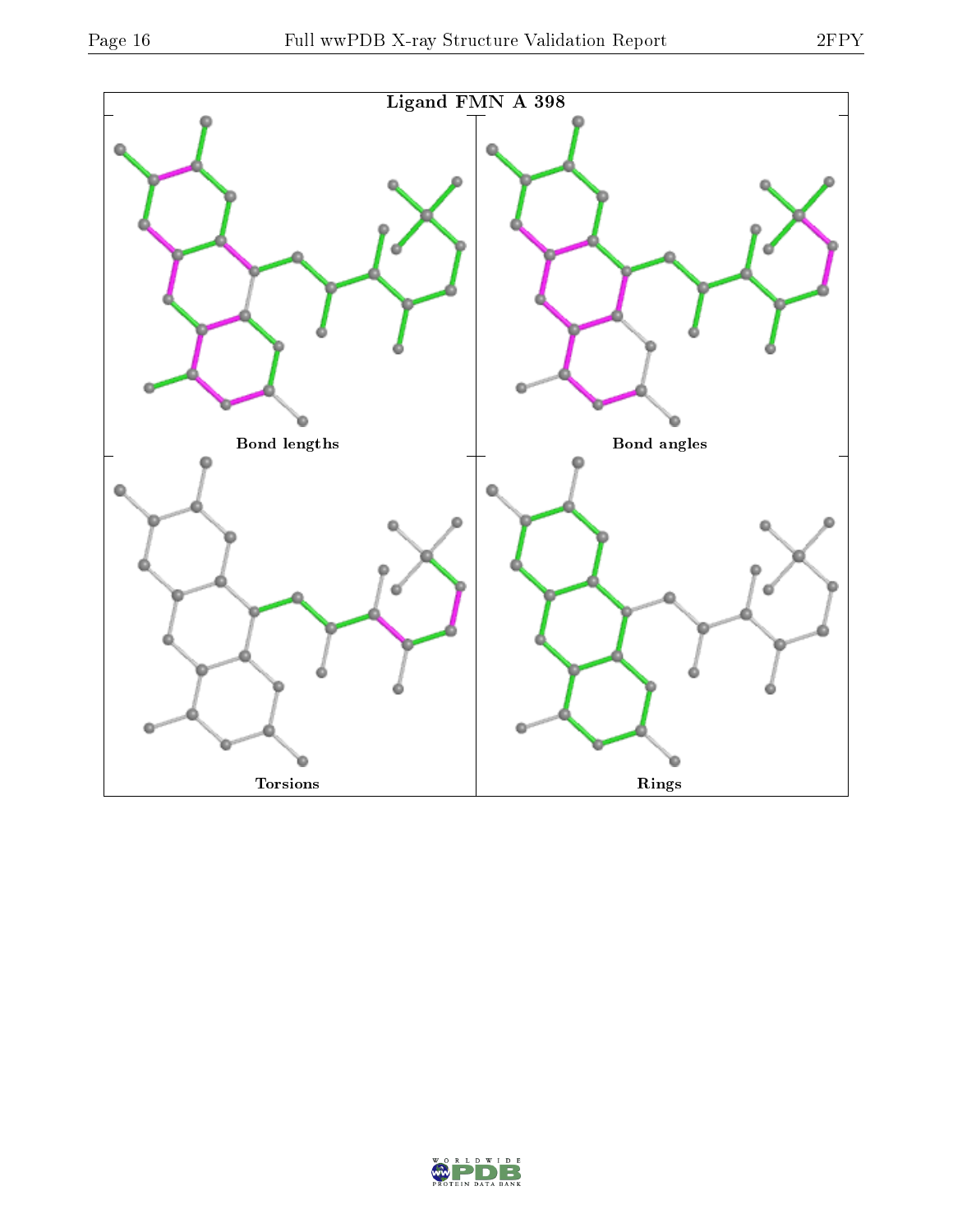**Ligand FMN A 398**

Bond lengths

Bond angles

Torsions

Rings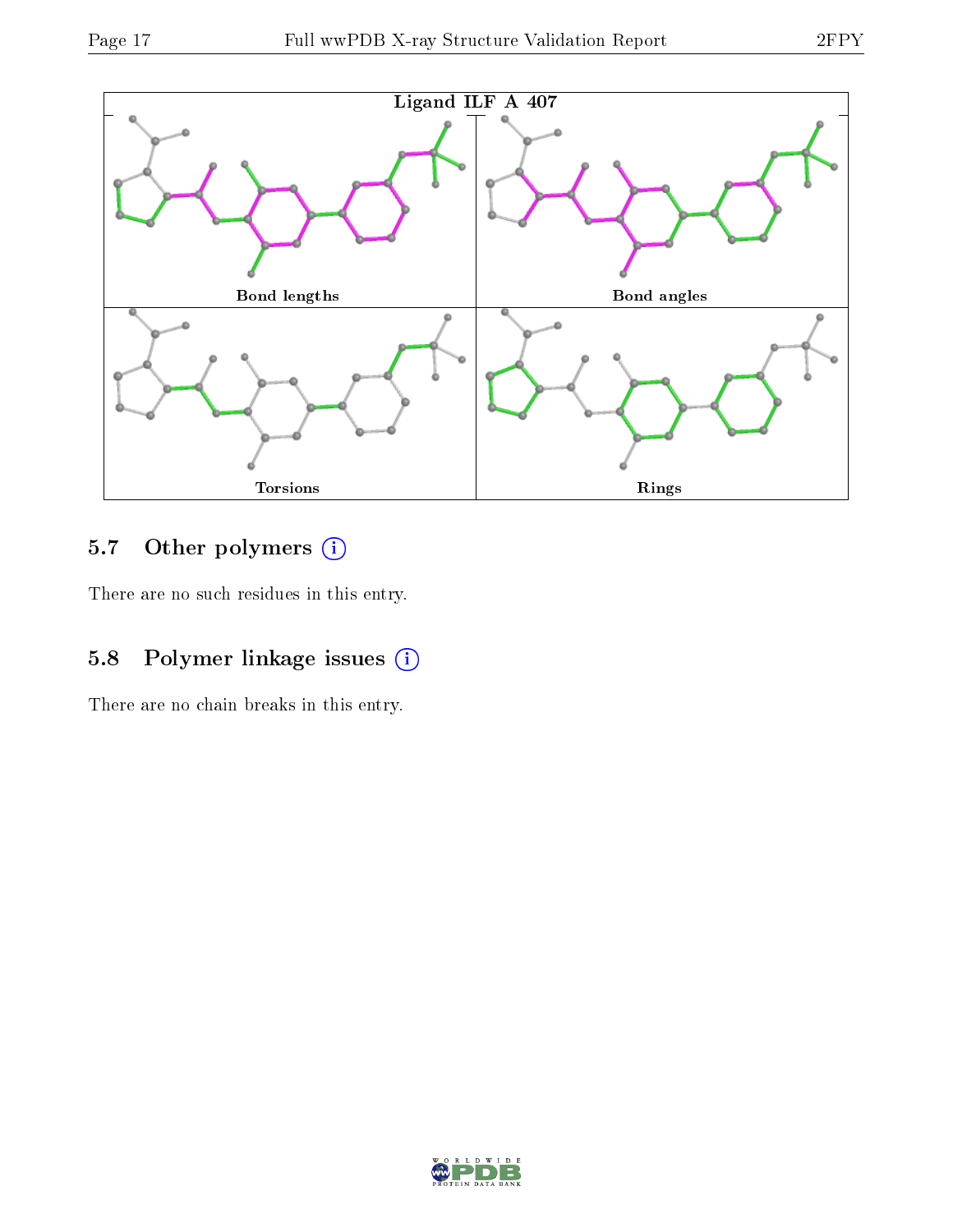Ligand ILF A 407

Bond lengths

Bond angles

Torsions

Rings

## 5.7 Other polymers

There are no such residues in this entry.

## 5.8 Polymer linkage issues

There are no chain breaks in this entry.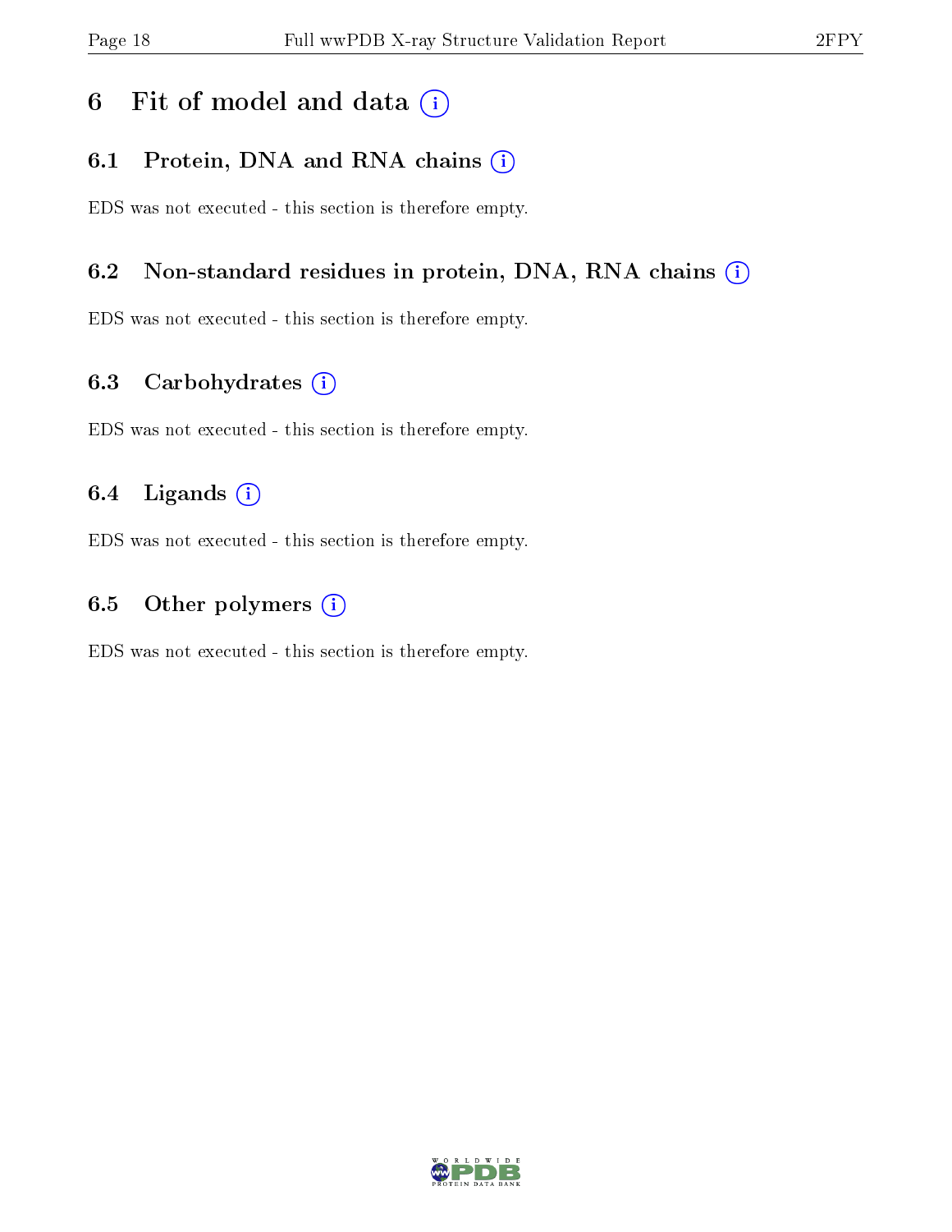# 6 Fit of model and data

## 6.1 Protein, DNA and RNA chains

EDS was not executed - this section is therefore empty.

## 6.2 Non-standard residues in protein, DNA, RNA chains

EDS was not executed - this section is therefore empty.

## 6.3 Carbohydrates

EDS was not executed - this section is therefore empty.

## 6.4 Ligands

EDS was not executed - this section is therefore empty.

## 6.5 Other polymers

EDS was not executed - this section is therefore empty.